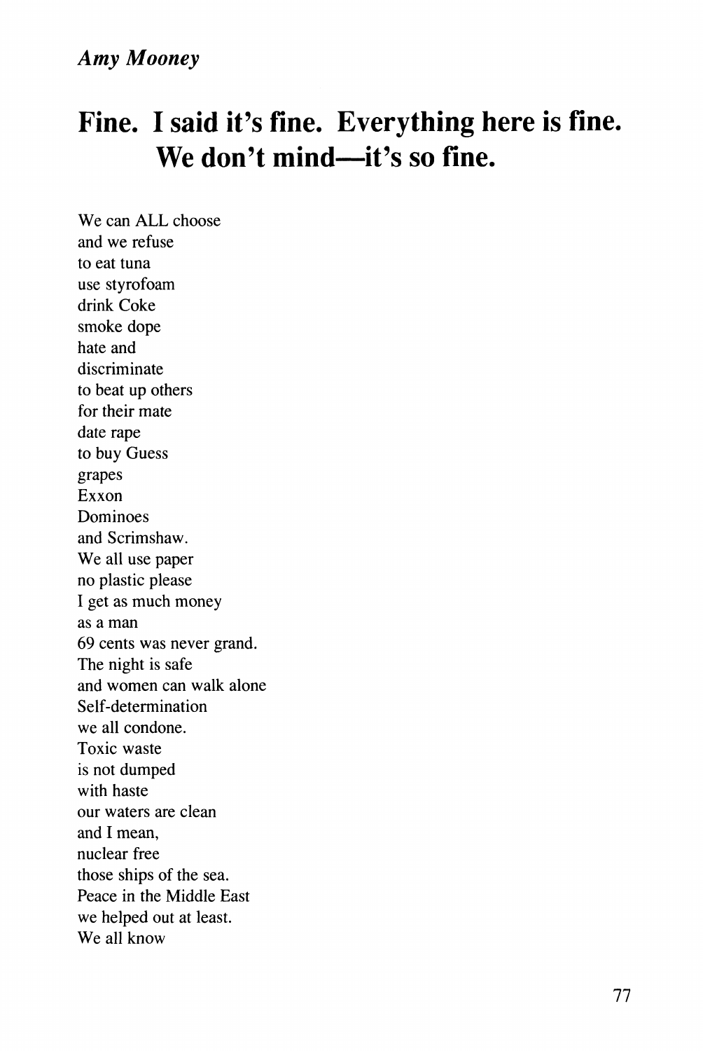*Amy Mooney*

# Fine. I said it's fine. Everything here is fine. We don't mind—it's so fine.

We can ALL choose  
and we refuse  
to eat tuna  
use styrofoam  
drink Coke  
smoke dope  
hate and  
discriminate  
to beat up others  
for their mate  
date rape  
to buy Guess  
grapes  
Exxon  
Dominoes  
and Scrimshaw.  
We all use paper  
no plastic please  
I get as much money  
as a man  
69 cents was never grand.  
The night is safe  
and women can walk alone  
Self-determination  
we all condone.  
Toxic waste  
is not dumped  
with haste  
our waters are clean  
and I mean,  
nuclear free  
those ships of the sea.  
Peace in the Middle East  
we helped out at least.  
We all know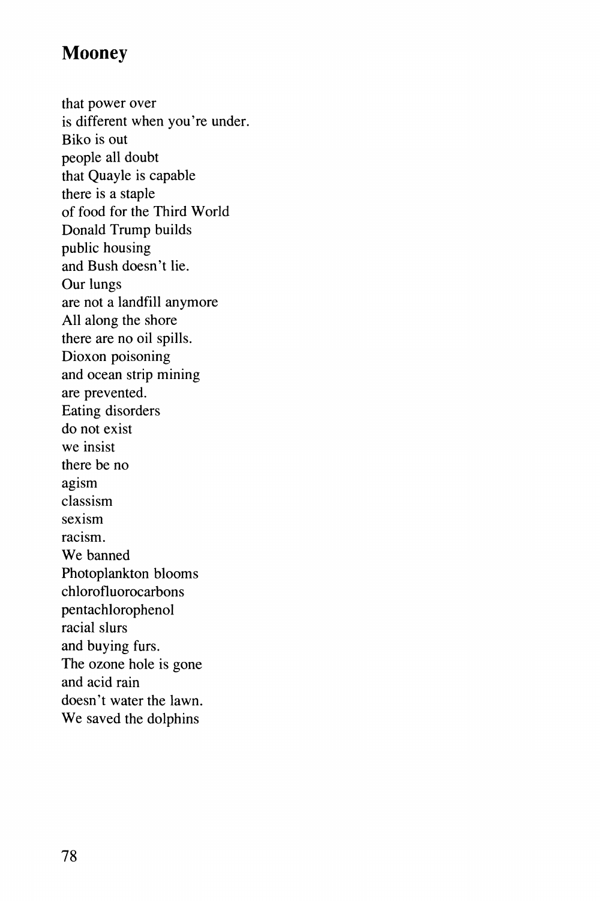that power over
is different when you're under.
Biko is out
people all doubt
that Quayle is capable
there is a staple
of food for the Third World
Donald Trump builds
public housing
and Bush doesn't lie.
Our lungs
are not a landfill anymore
All along the shore
there are no oil spills.
Dioxon poisoning
and ocean strip mining
are prevented.
Eating disorders
do not exist
we insist
there be no
agism
classism
sexism
racism.
We banned
Photoplankton blooms
chlorofluorocarbons
pentachlorophenol
racial slurs
and buying furs.
The ozone hole is gone
and acid rain
doesn't water the lawn.
We saved the dolphins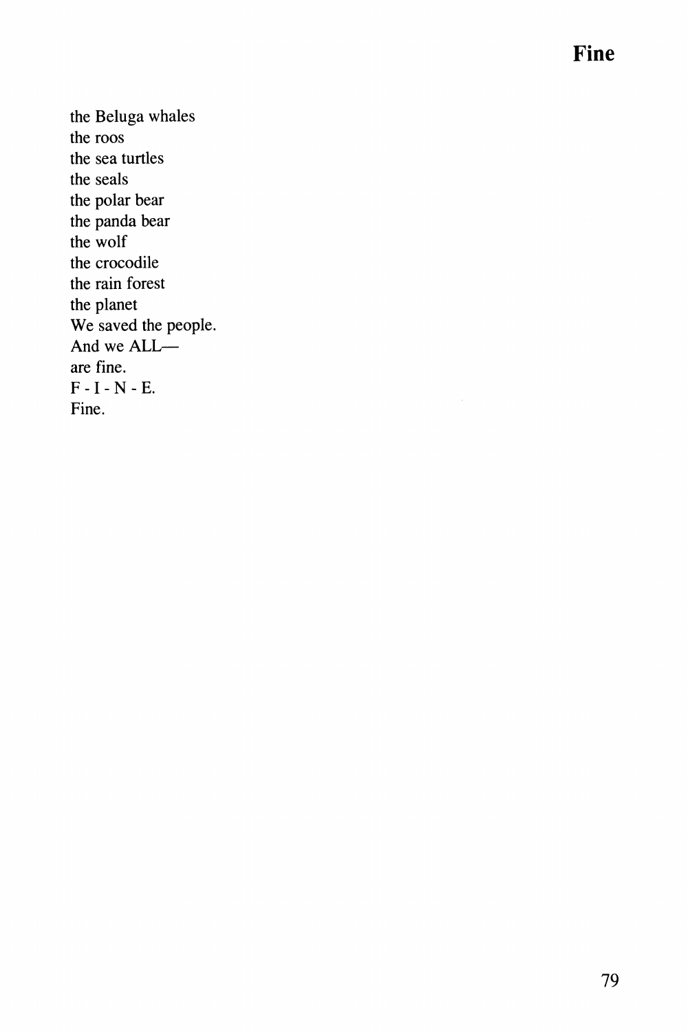## Fine

the Beluga whales  
the roos  
the sea turtles  
the seals  
the polar bear  
the panda bear  
the wolf  
the crocodile  
the rain forest  
the planet  
We saved the people.  
And we ALL—  
are fine.  
F - I - N - E.  
Fine.